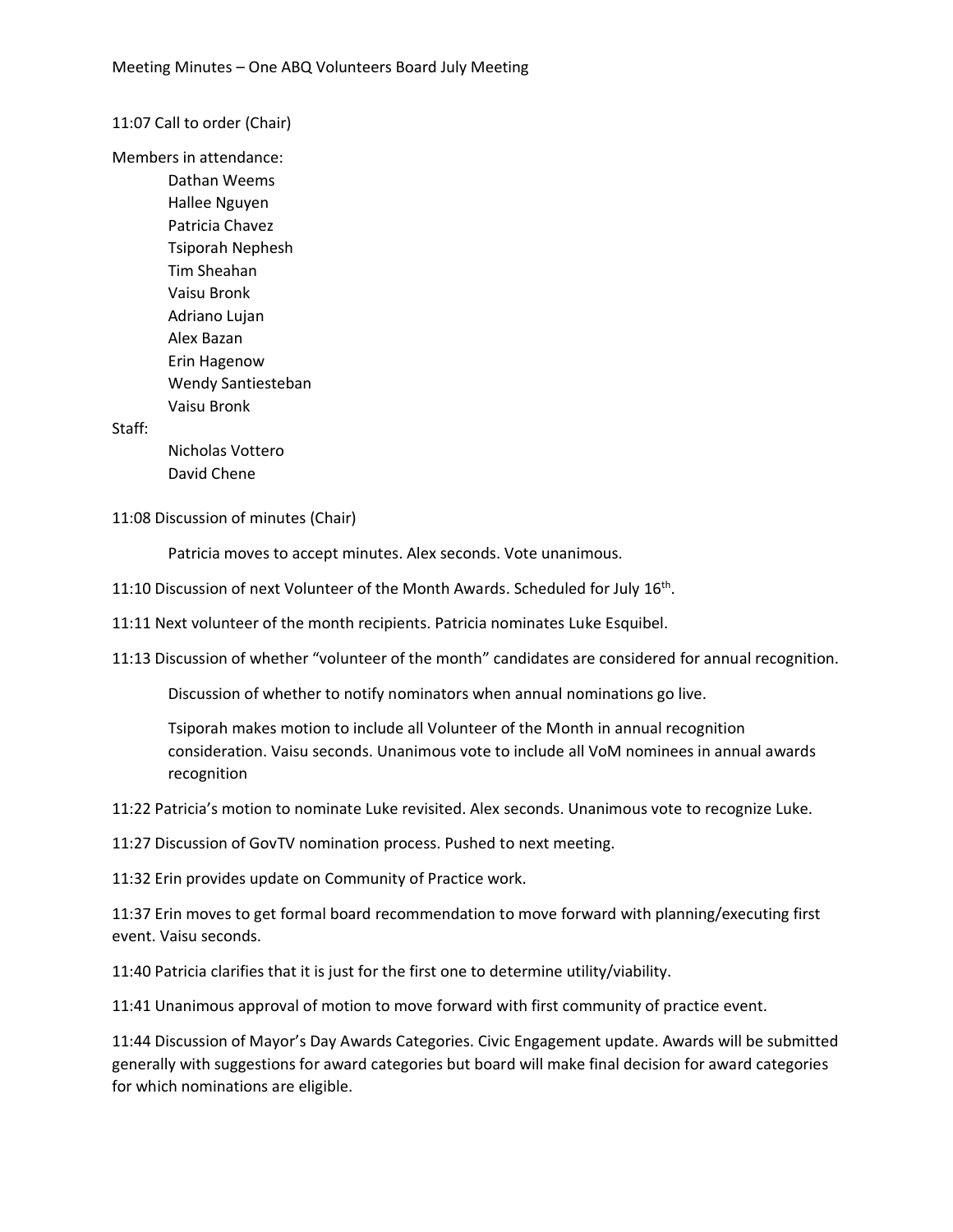# Meeting Minutes – One ABQ Volunteers Board July Meeting

11:07 Call to order (Chair)

Members in attendance:

- Dathan Weems
- Hallee Nguyen
- Patricia Chavez
- Tsiporah Nephesh
- Tim Sheahan
- Vaisu Bronk
- Adriano Lujan
- Alex Bazan
- Erin Hagenow
- Wendy Santiesteban
- Vaisu Bronk

Staff:

- Nicholas Vottero
- David Chene

11:08 Discussion of minutes (Chair)

> Patricia moves to accept minutes. Alex seconds. Vote unanimous.

11:10 Discussion of next Volunteer of the Month Awards. Scheduled for July 16th.

11:11 Next volunteer of the month recipients. Patricia nominates Luke Esquibel.

11:13 Discussion of whether "volunteer of the month" candidates are considered for annual recognition.

> Discussion of whether to notify nominators when annual nominations go live.
>
> Tsiporah makes motion to include all Volunteer of the Month in annual recognition consideration. Vaisu seconds. Unanimous vote to include all VoM nominees in annual awards recognition

11:22 Patricia's motion to nominate Luke revisited. Alex seconds. Unanimous vote to recognize Luke.

11:27 Discussion of GovTV nomination process. Pushed to next meeting.

11:32 Erin provides update on Community of Practice work.

11:37 Erin moves to get formal board recommendation to move forward with planning/executing first event. Vaisu seconds.

11:40 Patricia clarifies that it is just for the first one to determine utility/viability.

11:41 Unanimous approval of motion to move forward with first community of practice event.

11:44 Discussion of Mayor's Day Awards Categories. Civic Engagement update. Awards will be submitted generally with suggestions for award categories but board will make final decision for award categories for which nominations are eligible.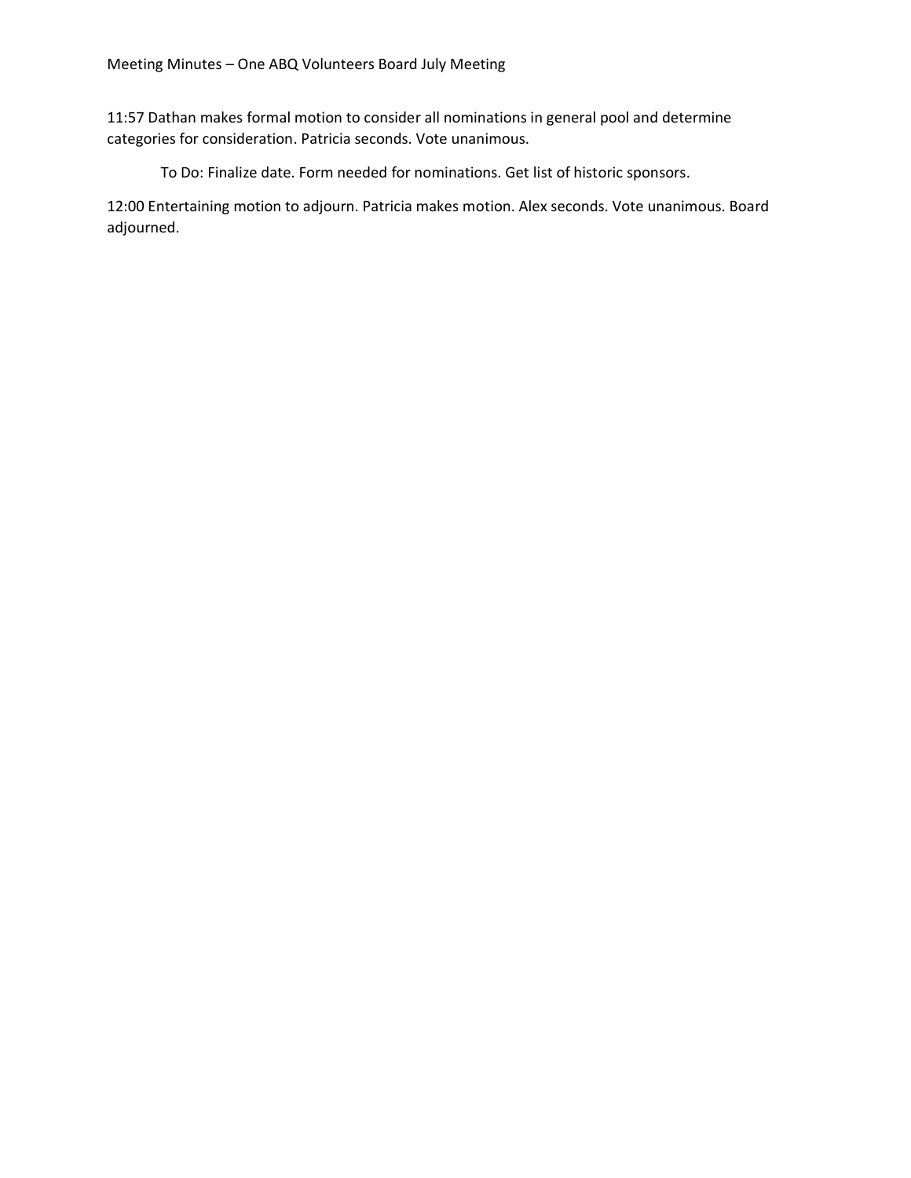11:57 Dathan makes formal motion to consider all nominations in general pool and determine categories for consideration. Patricia seconds. Vote unanimous.

To Do: Finalize date. Form needed for nominations. Get list of historic sponsors.

12:00 Entertaining motion to adjourn. Patricia makes motion. Alex seconds. Vote unanimous. Board adjourned.